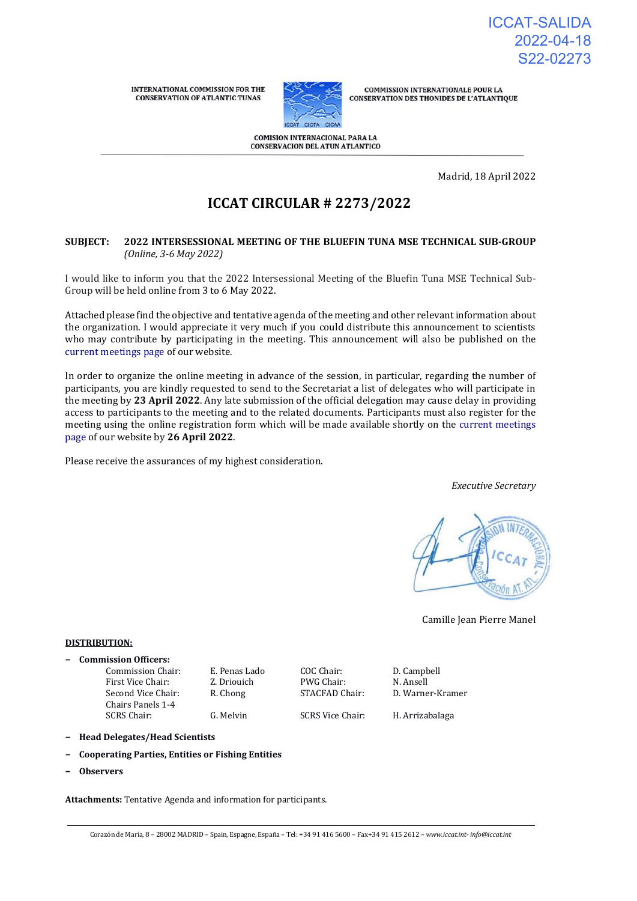ICCAT-SALIDA
2022-04-18
S22-02273

INTERNATIONAL COMMISSION FOR THE CONSERVATION OF ATLANTIC TUNAS

COMMISSION INTERNATIONALE POUR LA CONSERVATION DES THONIDES DE L'ATLANTIQUE

COMISION INTERNACIONAL PARA LA CONSERVACION DEL ATUN ATLANTICO

Madrid, 18 April 2022

# ICCAT CIRCULAR # 2273/2022

**SUBJECT: 2022 INTERSESSIONAL MEETING OF THE BLUEFIN TUNA MSE TECHNICAL SUB-GROUP** *(Online, 3-6 May 2022)*

I would like to inform you that the 2022 Intersessional Meeting of the Bluefin Tuna MSE Technical Sub-Group will be held online from 3 to 6 May 2022.

Attached please find the objective and tentative agenda of the meeting and other relevant information about the organization. I would appreciate it very much if you could distribute this announcement to scientists who may contribute by participating in the meeting. This announcement will also be published on the current meetings page of our website.

In order to organize the online meeting in advance of the session, in particular, regarding the number of participants, you are kindly requested to send to the Secretariat a list of delegates who will participate in the meeting by **23 April 2022**. Any late submission of the official delegation may cause delay in providing access to participants to the meeting and to the related documents. Participants must also register for the meeting using the online registration form which will be made available shortly on the current meetings page of our website by **26 April 2022**.

Please receive the assurances of my highest consideration.

*Executive Secretary*

Camille Jean Pierre Manel

**DISTRIBUTION:**

- **Commission Officers:**

| | | | |
|---|---|---|---|
| Commission Chair: | E. Penas Lado | COC Chair: | D. Campbell |
| First Vice Chair: | Z. Driouich | PWG Chair: | N. Ansell |
| Second Vice Chair: | R. Chong | STACFAD Chair: | D. Warner-Kramer |
| Chairs Panels 1-4 | | | |
| SCRS Chair: | G. Melvin | SCRS Vice Chair: | H. Arrizabalaga |

- **Head Delegates/Head Scientists**
- **Cooperating Parties, Entities or Fishing Entities**
- **Observers**

**Attachments:** Tentative Agenda and information for participants.

Corazón de María, 8 – 28002 MADRID – Spain, Espagne, España – Tel: +34 91 416 5600 – Fax+34 91 415 2612 – *www.iccat.int- info@iccat.int*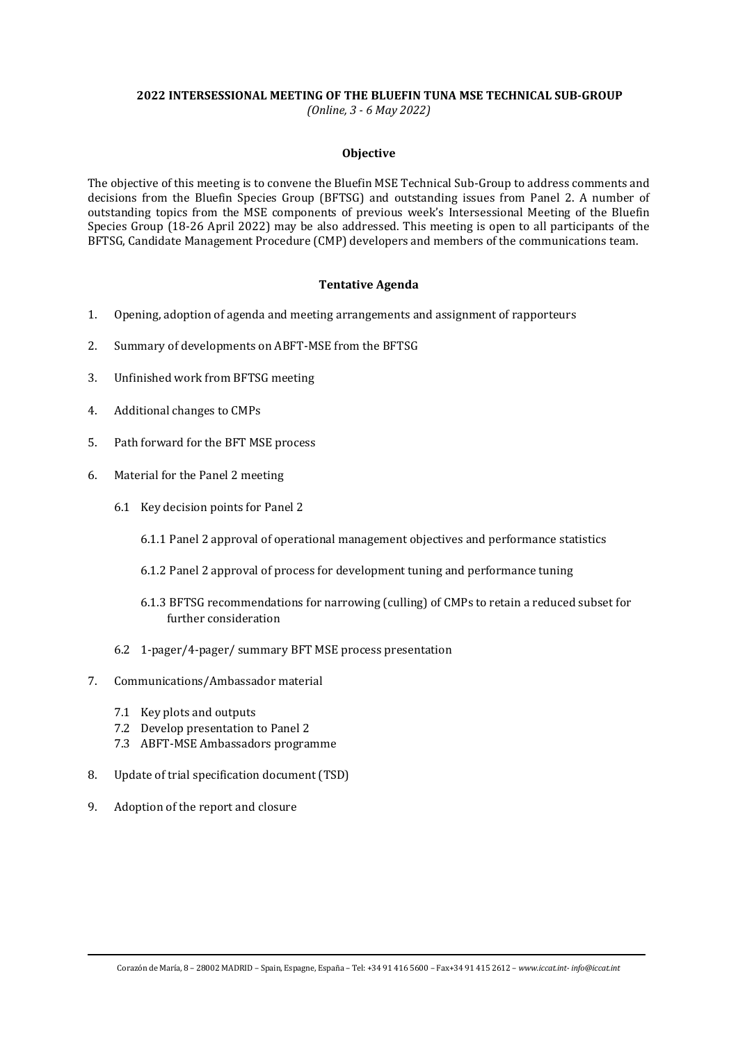**2022 INTERSESSIONAL MEETING OF THE BLUEFIN TUNA MSE TECHNICAL SUB-GROUP**
*(Online, 3 - 6 May 2022)*

**Objective**

The objective of this meeting is to convene the Bluefin MSE Technical Sub-Group to address comments and decisions from the Bluefin Species Group (BFTSG) and outstanding issues from Panel 2. A number of outstanding topics from the MSE components of previous week's Intersessional Meeting of the Bluefin Species Group (18-26 April 2022) may be also addressed. This meeting is open to all participants of the BFTSG, Candidate Management Procedure (CMP) developers and members of the communications team.

**Tentative Agenda**

1. Opening, adoption of agenda and meeting arrangements and assignment of rapporteurs
2. Summary of developments on ABFT-MSE from the BFTSG
3. Unfinished work from BFTSG meeting
4. Additional changes to CMPs
5. Path forward for the BFT MSE process
6. Material for the Panel 2 meeting
   - 6.1 Key decision points for Panel 2
     - 6.1.1 Panel 2 approval of operational management objectives and performance statistics
     - 6.1.2 Panel 2 approval of process for development tuning and performance tuning
     - 6.1.3 BFTSG recommendations for narrowing (culling) of CMPs to retain a reduced subset for further consideration
   - 6.2 1-pager/4-pager/ summary BFT MSE process presentation
7. Communications/Ambassador material
   - 7.1 Key plots and outputs
   - 7.2 Develop presentation to Panel 2
   - 7.3 ABFT-MSE Ambassadors programme
8. Update of trial specification document (TSD)
9. Adoption of the report and closure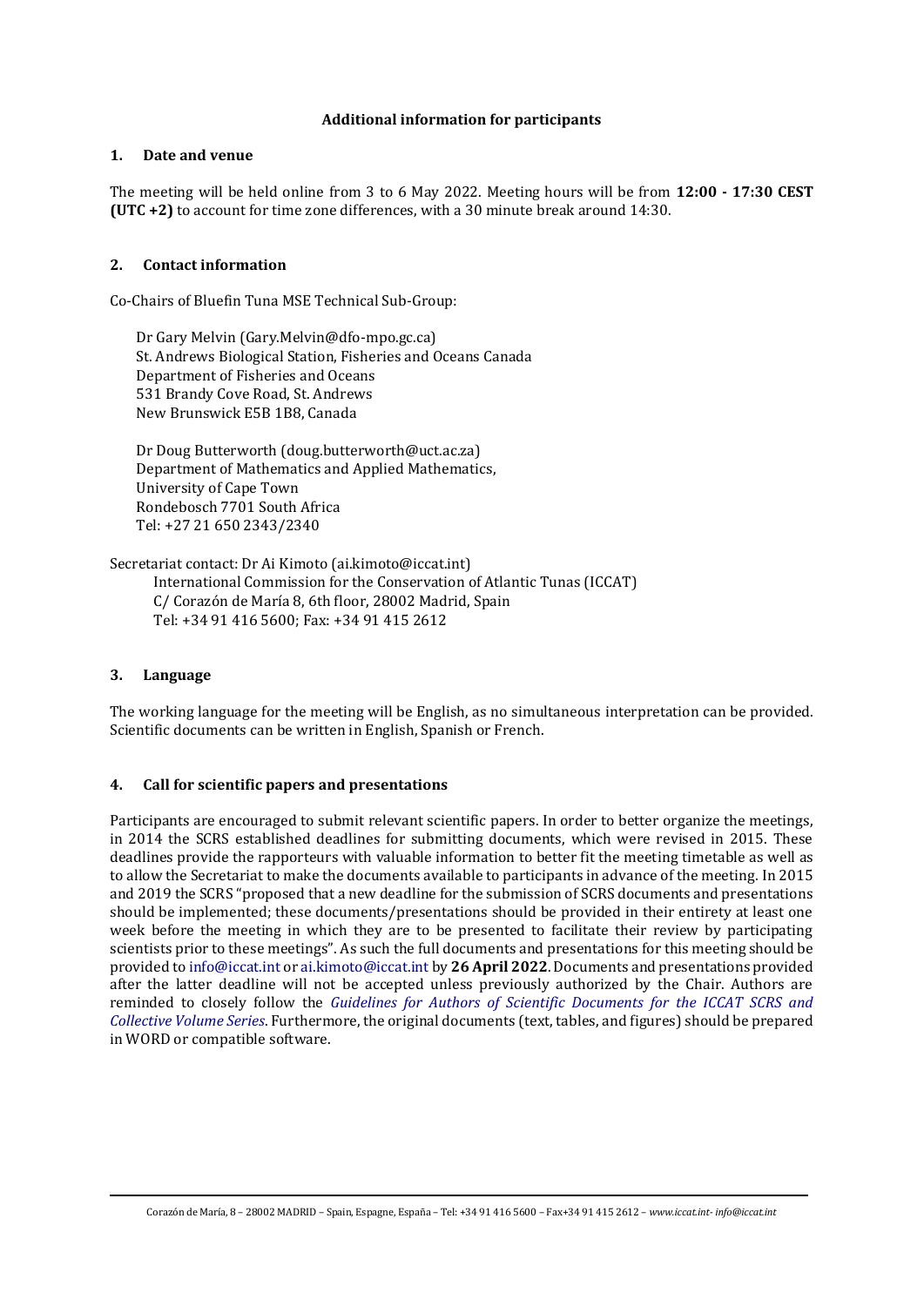**Additional information for participants**

## 1. Date and venue

The meeting will be held online from 3 to 6 May 2022. Meeting hours will be from **12:00 - 17:30 CEST (UTC +2)** to account for time zone differences, with a 30 minute break around 14:30.

## 2. Contact information

Co-Chairs of Bluefin Tuna MSE Technical Sub-Group:

Dr Gary Melvin (Gary.Melvin@dfo-mpo.gc.ca)
St. Andrews Biological Station, Fisheries and Oceans Canada
Department of Fisheries and Oceans
531 Brandy Cove Road, St. Andrews
New Brunswick E5B 1B8, Canada

Dr Doug Butterworth (doug.butterworth@uct.ac.za)
Department of Mathematics and Applied Mathematics,
University of Cape Town
Rondebosch 7701 South Africa
Tel: +27 21 650 2343/2340

Secretariat contact: Dr Ai Kimoto (ai.kimoto@iccat.int)
International Commission for the Conservation of Atlantic Tunas (ICCAT)
C/ Corazón de María 8, 6th floor, 28002 Madrid, Spain
Tel: +34 91 416 5600; Fax: +34 91 415 2612

## 3. Language

The working language for the meeting will be English, as no simultaneous interpretation can be provided. Scientific documents can be written in English, Spanish or French.

## 4. Call for scientific papers and presentations

Participants are encouraged to submit relevant scientific papers. In order to better organize the meetings, in 2014 the SCRS established deadlines for submitting documents, which were revised in 2015. These deadlines provide the rapporteurs with valuable information to better fit the meeting timetable as well as to allow the Secretariat to make the documents available to participants in advance of the meeting. In 2015 and 2019 the SCRS "proposed that a new deadline for the submission of SCRS documents and presentations should be implemented; these documents/presentations should be provided in their entirety at least one week before the meeting in which they are to be presented to facilitate their review by participating scientists prior to these meetings". As such the full documents and presentations for this meeting should be provided to info@iccat.int or ai.kimoto@iccat.int by **26 April 2022**. Documents and presentations provided after the latter deadline will not be accepted unless previously authorized by the Chair. Authors are reminded to closely follow the *Guidelines for Authors of Scientific Documents for the ICCAT SCRS and Collective Volume Series*. Furthermore, the original documents (text, tables, and figures) should be prepared in WORD or compatible software.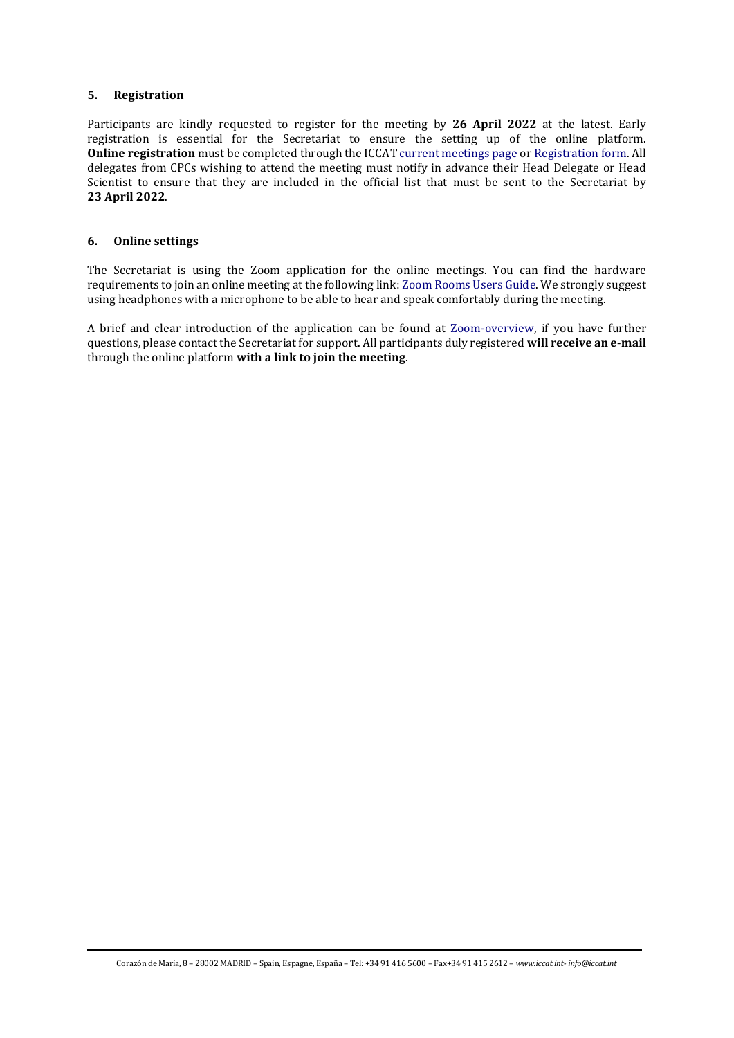## 5. Registration

Participants are kindly requested to register for the meeting by **26 April 2022** at the latest. Early registration is essential for the Secretariat to ensure the setting up of the online platform. **Online registration** must be completed through the ICCAT current meetings page or Registration form. All delegates from CPCs wishing to attend the meeting must notify in advance their Head Delegate or Head Scientist to ensure that they are included in the official list that must be sent to the Secretariat by **23 April 2022**.

## 6. Online settings

The Secretariat is using the Zoom application for the online meetings. You can find the hardware requirements to join an online meeting at the following link: Zoom Rooms Users Guide. We strongly suggest using headphones with a microphone to be able to hear and speak comfortably during the meeting.

A brief and clear introduction of the application can be found at Zoom-overview, if you have further questions, please contact the Secretariat for support. All participants duly registered **will receive an e-mail** through the online platform **with a link to join the meeting**.